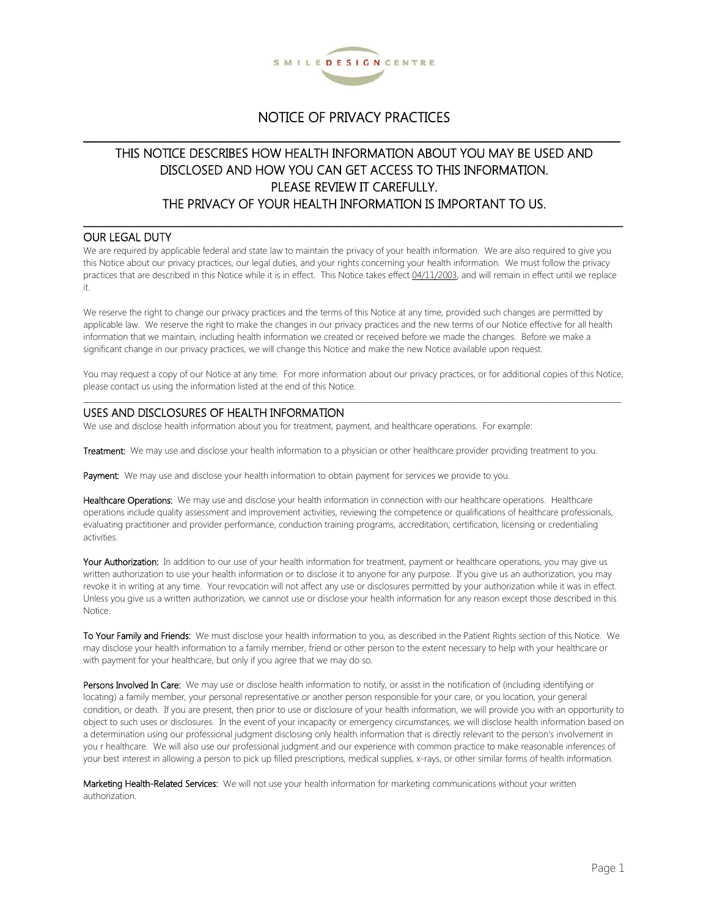SMILE DESIGN CENTRE

# NOTICE OF PRIVACY PRACTICES

## THIS NOTICE DESCRIBES HOW HEALTH INFORMATION ABOUT YOU MAY BE USED AND DISCLOSED AND HOW YOU CAN GET ACCESS TO THIS INFORMATION. PLEASE REVIEW IT CAREFULLY. THE PRIVACY OF YOUR HEALTH INFORMATION IS IMPORTANT TO US.

## OUR LEGAL DUTY

We are required by applicable federal and state law to maintain the privacy of your health information. We are also required to give you this Notice about our privacy practices, our legal duties, and your rights concerning your health information. We must follow the privacy practices that are described in this Notice while it is in effect. This Notice takes effect 04/11/2003, and will remain in effect until we replace it.

We reserve the right to change our privacy practices and the terms of this Notice at any time, provided such changes are permitted by applicable law. We reserve the right to make the changes in our privacy practices and the new terms of our Notice effective for all health information that we maintain, including health information we created or received before we made the changes. Before we make a significant change in our privacy practices, we will change this Notice and make the new Notice available upon request.

You may request a copy of our Notice at any time. For more information about our privacy practices, or for additional copies of this Notice, please contact us using the information listed at the end of this Notice.

## USES AND DISCLOSURES OF HEALTH INFORMATION

We use and disclose health information about you for treatment, payment, and healthcare operations. For example:

**Treatment:** We may use and disclose your health information to a physician or other healthcare provider providing treatment to you.

**Payment:** We may use and disclose your health information to obtain payment for services we provide to you.

**Healthcare Operations:** We may use and disclose your health information in connection with our healthcare operations. Healthcare operations include quality assessment and improvement activities, reviewing the competence or qualifications of healthcare professionals, evaluating practitioner and provider performance, conduction training programs, accreditation, certification, licensing or credentialing activities.

**Your Authorization:** In addition to our use of your health information for treatment, payment or healthcare operations, you may give us written authorization to use your health information or to disclose it to anyone for any purpose. If you give us an authorization, you may revoke it in writing at any time. Your revocation will not affect any use or disclosures permitted by your authorization while it was in effect. Unless you give us a written authorization, we cannot use or disclose your health information for any reason except those described in this Notice.

**To Your Family and Friends:** We must disclose your health information to you, as described in the Patient Rights section of this Notice. We may disclose your health information to a family member, friend or other person to the extent necessary to help with your healthcare or with payment for your healthcare, but only if you agree that we may do so.

**Persons Involved In Care:** We may use or disclose health information to notify, or assist in the notification of (including identifying or locating) a family member, your personal representative or another person responsible for your care, or you location, your general condition, or death. If you are present, then prior to use or disclosure of your health information, we will provide you with an opportunity to object to such uses or disclosures. In the event of your incapacity or emergency circumstances, we will disclose health information based on a determination using our professional judgment disclosing only health information that is directly relevant to the person's involvement in you r healthcare. We will also use our professional judgment and our experience with common practice to make reasonable inferences of your best interest in allowing a person to pick up filled prescriptions, medical supplies, x-rays, or other similar forms of health information.

**Marketing Health-Related Services:** We will not use your health information for marketing communications without your written authorization.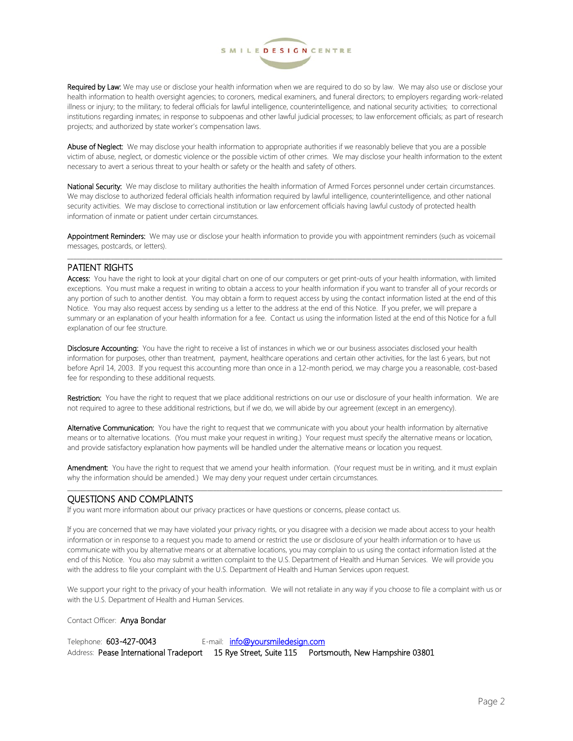**Required by Law:** We may use or disclose your health information when we are required to do so by law. We may also use or disclose your health information to health oversight agencies; to coroners, medical examiners, and funeral directors; to employers regarding work-related illness or injury; to the military; to federal officials for lawful intelligence, counterintelligence, and national security activities; to correctional institutions regarding inmates; in response to subpoenas and other lawful judicial processes; to law enforcement officials; as part of research projects; and authorized by state worker's compensation laws.

**Abuse of Neglect:** We may disclose your health information to appropriate authorities if we reasonably believe that you are a possible victim of abuse, neglect, or domestic violence or the possible victim of other crimes. We may disclose your health information to the extent necessary to avert a serious threat to your health or safety or the health and safety of others.

**National Security:** We may disclose to military authorities the health information of Armed Forces personnel under certain circumstances. We may disclose to authorized federal officials health information required by lawful intelligence, counterintelligence, and other national security activities. We may disclose to correctional institution or law enforcement officials having lawful custody of protected health information of inmate or patient under certain circumstances.

**Appointment Reminders:** We may use or disclose your health information to provide you with appointment reminders (such as voicemail messages, postcards, or letters).

---

## PATIENT RIGHTS

**Access:** You have the right to look at your digital chart on one of our computers or get print-outs of your health information, with limited exceptions. You must make a request in writing to obtain a access to your health information if you want to transfer all of your records or any portion of such to another dentist. You may obtain a form to request access by using the contact information listed at the end of this Notice. You may also request access by sending us a letter to the address at the end of this Notice. If you prefer, we will prepare a summary or an explanation of your health information for a fee. Contact us using the information listed at the end of this Notice for a full explanation of our fee structure.

**Disclosure Accounting:** You have the right to receive a list of instances in which we or our business associates disclosed your health information for purposes, other than treatment, payment, healthcare operations and certain other activities, for the last 6 years, but not before April 14, 2003. If you request this accounting more than once in a 12-month period, we may charge you a reasonable, cost-based fee for responding to these additional requests.

**Restriction:** You have the right to request that we place additional restrictions on our use or disclosure of your health information. We are not required to agree to these additional restrictions, but if we do, we will abide by our agreement (except in an emergency).

**Alternative Communication:** You have the right to request that we communicate with you about your health information by alternative means or to alternative locations. (You must make your request in writing.) Your request must specify the alternative means or location, and provide satisfactory explanation how payments will be handled under the alternative means or location you request.

**Amendment:** You have the right to request that we amend your health information. (Your request must be in writing, and it must explain why the information should be amended.) We may deny your request under certain circumstances.

---

## QUESTIONS AND COMPLAINTS

If you want more information about our privacy practices or have questions or concerns, please contact us.

If you are concerned that we may have violated your privacy rights, or you disagree with a decision we made about access to your health information or in response to a request you made to amend or restrict the use or disclosure of your health information or to have us communicate with you by alternative means or at alternative locations, you may complain to us using the contact information listed at the end of this Notice. You also may submit a written complaint to the U.S. Department of Health and Human Services. We will provide you with the address to file your complaint with the U.S. Department of Health and Human Services upon request.

We support your right to the privacy of your health information. We will not retaliate in any way if you choose to file a complaint with us or with the U.S. Department of Health and Human Services.

Contact Officer: Anya Bondar

Telephone: 603-427-0043 E-mail: [info@yoursmiledesign.com](mailto:info@yoursmiledesign.com)

Address: Pease International Tradeport 15 Rye Street, Suite 115 Portsmouth, New Hampshire 03801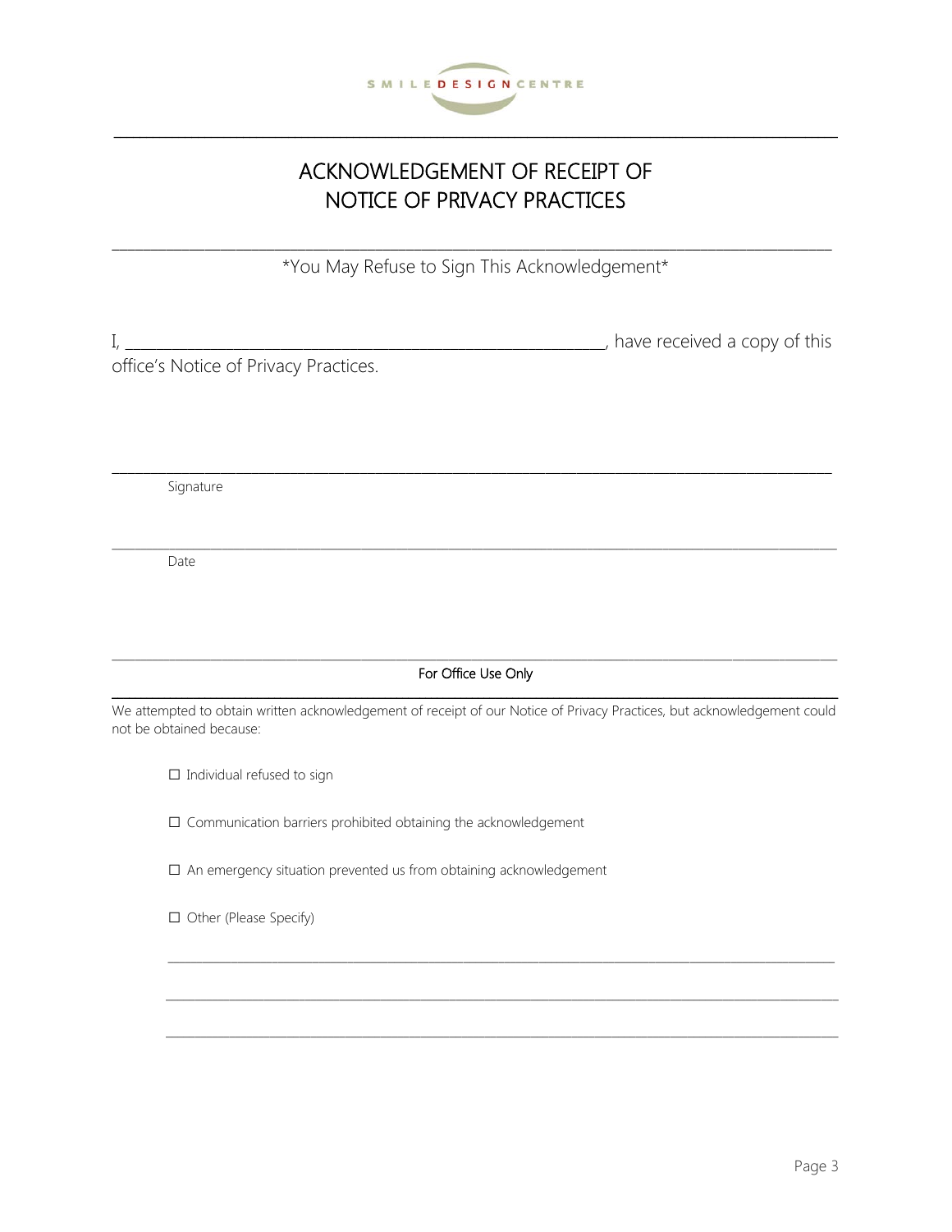SMILE DESIGN CENTRE

# ACKNOWLEDGEMENT OF RECEIPT OF NOTICE OF PRIVACY PRACTICES

*You May Refuse to Sign This Acknowledgement*

I, ________________________________________________, have received a copy of this office's Notice of Privacy Practices.

______________________________________________________________________

Signature

______________________________________________________________________

Date

______________________________________________________________________

For Office Use Only

______________________________________________________________________

We attempted to obtain written acknowledgement of receipt of our Notice of Privacy Practices, but acknowledgement could not be obtained because:

☐ Individual refused to sign

☐ Communication barriers prohibited obtaining the acknowledgement

☐ An emergency situation prevented us from obtaining acknowledgement

☐ Other (Please Specify)

______________________________________________________________________

______________________________________________________________________

______________________________________________________________________